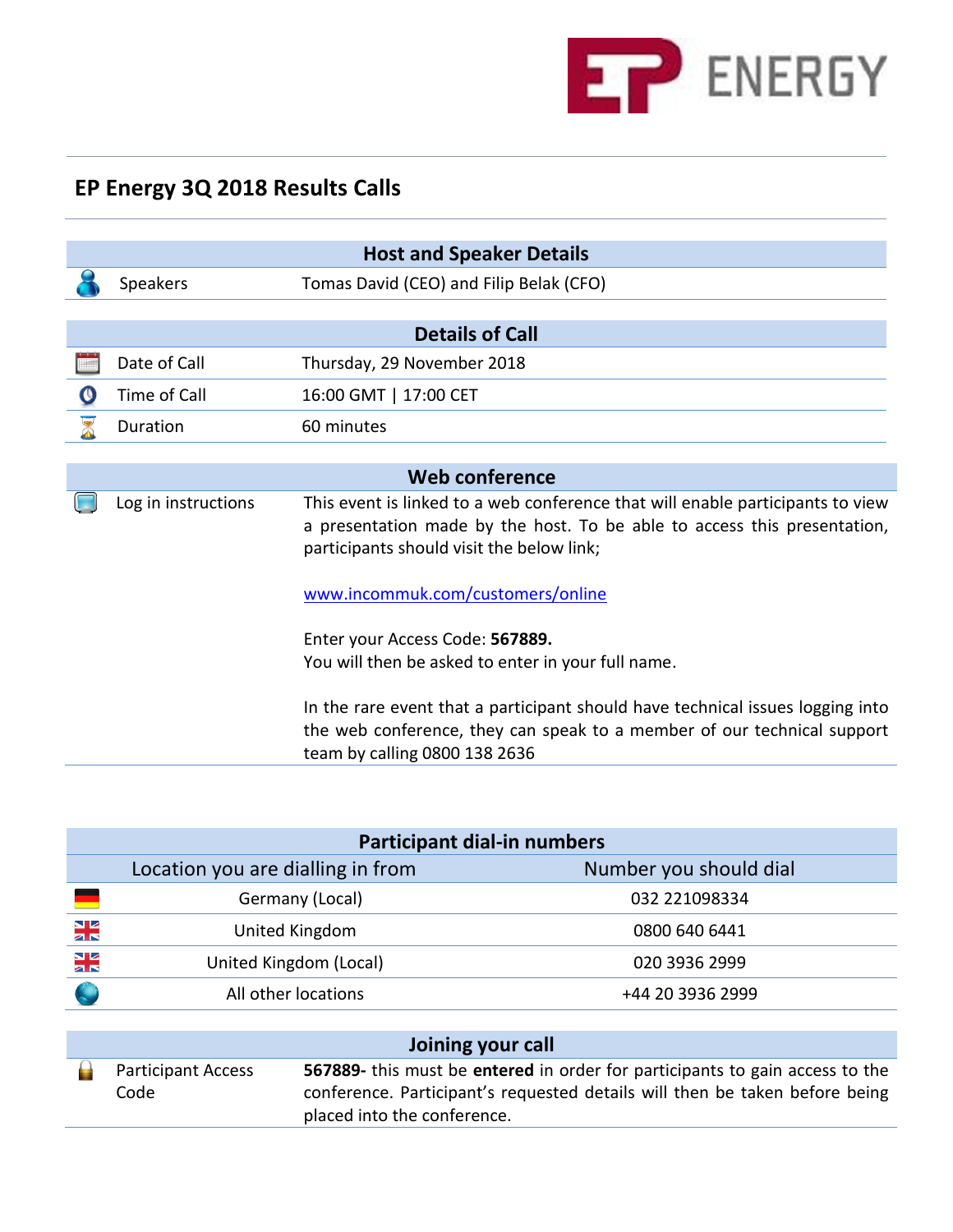# EP Energy 3Q 2018 Results Calls

| Host and Speaker Details | |
|---|---|
| Speakers | Tomas David (CEO) and Filip Belak (CFO) |

| Details of Call | |
|---|---|
| Date of Call | Thursday, 29 November 2018 |
| Time of Call | 16:00 GMT \| 17:00 CET |
| Duration | 60 minutes |

| Web conference | |
|---|---|
| Log in instructions | This event is linked to a web conference that will enable participants to view a presentation made by the host. To be able to access this presentation, participants should visit the below link;<br><br>[www.incommuk.com/customers/online](http://www.incommuk.com/customers/online)<br><br>Enter your Access Code: **567889.**<br>You will then be asked to enter in your full name.<br><br>In the rare event that a participant should have technical issues logging into the web conference, they can speak to a member of our technical support team by calling 0800 138 2636 |

| Participant dial-in numbers | |
|---|---|
| **Location you are dialling in from** | **Number you should dial** |
| Germany (Local) | 032 221098334 |
| United Kingdom | 0800 640 6441 |
| United Kingdom (Local) | 020 3936 2999 |
| All other locations | +44 20 3936 2999 |

| Joining your call | |
|---|---|
| Participant Access Code | **567889-** this must be **entered** in order for participants to gain access to the conference. Participant's requested details will then be taken before being placed into the conference. |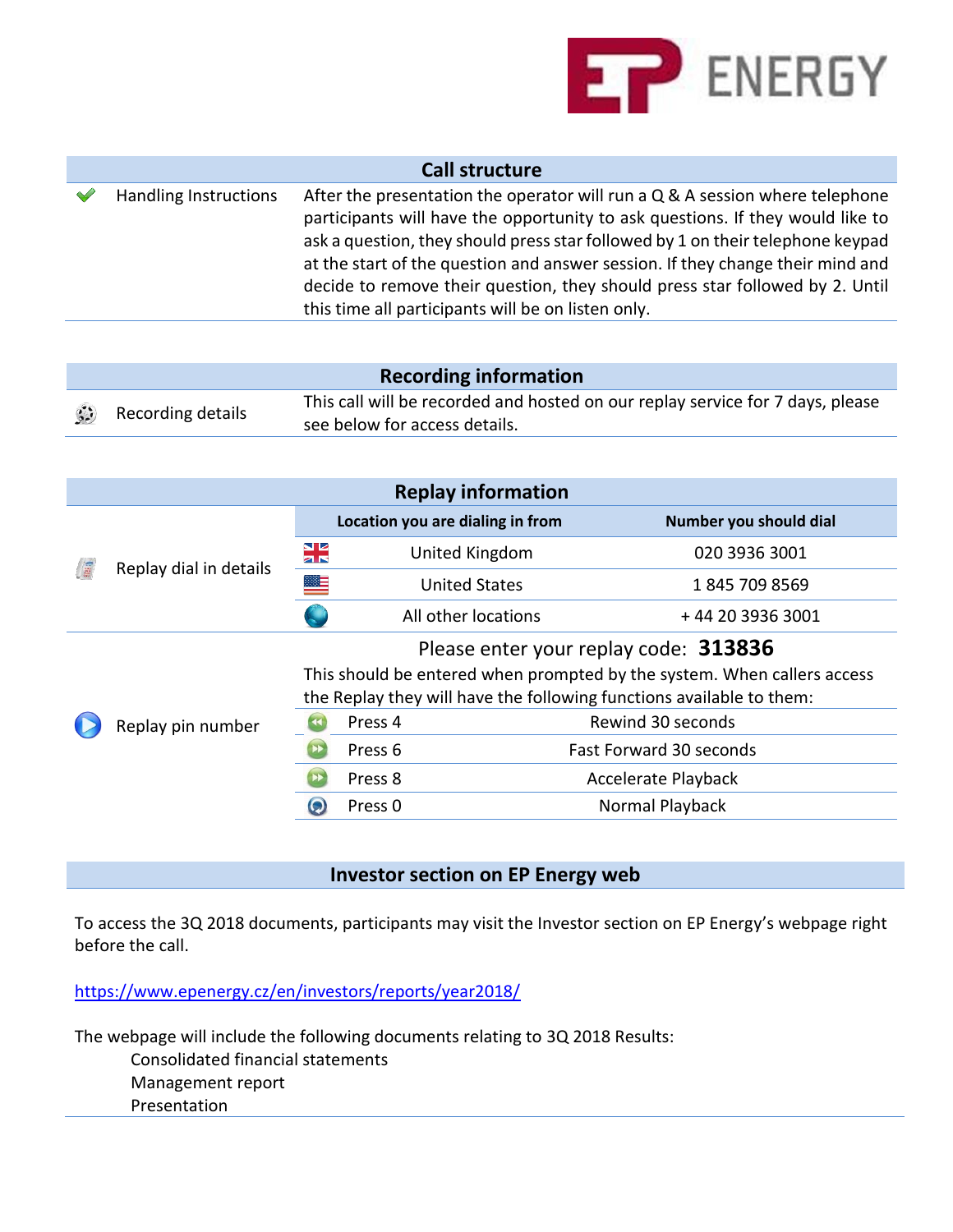## Call structure

| | |
|---|---|
| Handling Instructions | After the presentation the operator will run a Q & A session where telephone participants will have the opportunity to ask questions. If they would like to ask a question, they should press star followed by 1 on their telephone keypad at the start of the question and answer session. If they change their mind and decide to remove their question, they should press star followed by 2. Until this time all participants will be on listen only. |

## Recording information

| | |
|---|---|
| Recording details | This call will be recorded and hosted on our replay service for 7 days, please see below for access details. |

## Replay information

| | Location you are dialing in from | Number you should dial |
|---|---|---|
| Replay dial in details | United Kingdom | 020 3936 3001 |
| | United States | 1 845 709 8569 |
| | All other locations | + 44 20 3936 3001 |

**Replay pin number**

Please enter your replay code: **313836**

This should be entered when prompted by the system. When callers access the Replay they will have the following functions available to them:

| | |
|---|---|
| Press 4 | Rewind 30 seconds |
| Press 6 | Fast Forward 30 seconds |
| Press 8 | Accelerate Playback |
| Press 0 | Normal Playback |

## Investor section on EP Energy web

To access the 3Q 2018 documents, participants may visit the Investor section on EP Energy's webpage right before the call.

https://www.epenergy.cz/en/investors/reports/year2018/

The webpage will include the following documents relating to 3Q 2018 Results:

- Consolidated financial statements
- Management report
- Presentation